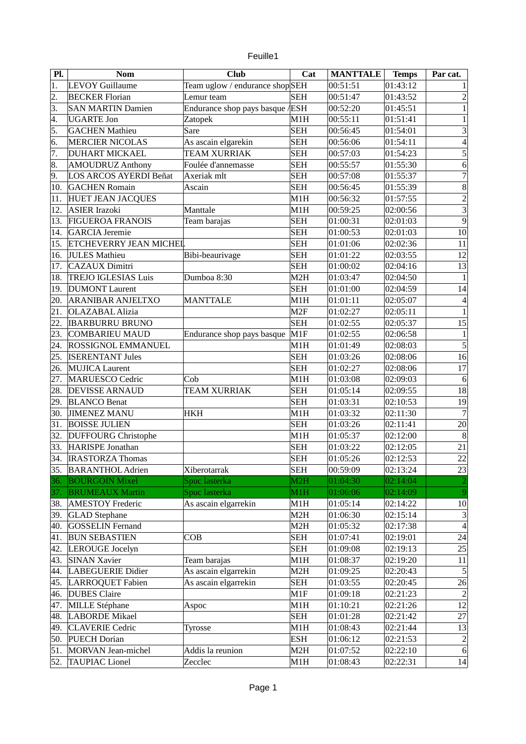Feuille1

| Pl. | Nom | Club | Cat | MANTTALE | Temps | Par cat. |
|---|---|---|---|---|---|---|
| 1. | LEVOY Guillaume | Team uglow / endurance shop | SEH | 00:51:51 | 01:43:12 | 1 |
| 2. | BECKER Florian | Lemur team | SEH | 00:51:47 | 01:43:52 | 2 |
| 3. | SAN MARTIN Damien | Endurance shop pays basque / | ESH | 00:52:20 | 01:45:51 | 1 |
| 4. | UGARTE Jon | Zatopek | M1H | 00:55:11 | 01:51:41 | 1 |
| 5. | GACHEN Mathieu | Sare | SEH | 00:56:45 | 01:54:01 | 3 |
| 6. | MERCIER NICOLAS | As ascain elgarekin | SEH | 00:56:06 | 01:54:11 | 4 |
| 7. | DUHART MICKAEL | TEAM XURRIAK | SEH | 00:57:03 | 01:54:23 | 5 |
| 8. | AMOUDRUZ Anthony | Foulée d'annemasse | SEH | 00:55:57 | 01:55:30 | 6 |
| 9. | LOS ARCOS AYERDI Beñat | Axeriak mlt | SEH | 00:57:08 | 01:55:37 | 7 |
| 10. | GACHEN Romain | Ascain | SEH | 00:56:45 | 01:55:39 | 8 |
| 11. | HUET JEAN JACQUES | | M1H | 00:56:32 | 01:57:55 | 2 |
| 12. | ASIER Irazoki | Manttale | M1H | 00:59:25 | 02:00:56 | 3 |
| 13. | FIGUEROA FRANOIS | Team barajas | SEH | 01:00:31 | 02:01:03 | 9 |
| 14. | GARCIA Jeremie | | SEH | 01:00:53 | 02:01:03 | 10 |
| 15. | ETCHEVERRY JEAN MICHEL | | SEH | 01:01:06 | 02:02:36 | 11 |
| 16. | JULES Mathieu | Bibi-beaurivage | SEH | 01:01:22 | 02:03:55 | 12 |
| 17. | CAZAUX Dimitri | | SEH | 01:00:02 | 02:04:16 | 13 |
| 18. | TREJO IGLESIAS Luis | Dumboa 8:30 | M2H | 01:03:47 | 02:04:50 | 1 |
| 19. | DUMONT Laurent | | SEH | 01:01:00 | 02:04:59 | 14 |
| 20. | ARANIBAR ANJELTXO | MANTTALE | M1H | 01:01:11 | 02:05:07 | 4 |
| 21. | OLAZABAL Alizia | | M2F | 01:02:27 | 02:05:11 | 1 |
| 22. | IBARBURRU BRUNO | | SEH | 01:02:55 | 02:05:37 | 15 |
| 23. | COMBARIEU MAUD | Endurance shop pays basque | M1F | 01:02:55 | 02:06:58 | 1 |
| 24. | ROSSIGNOL EMMANUEL | | M1H | 01:01:49 | 02:08:03 | 5 |
| 25. | ISERENTANT Jules | | SEH | 01:03:26 | 02:08:06 | 16 |
| 26. | MUJICA Laurent | | SEH | 01:02:27 | 02:08:06 | 17 |
| 27. | MARUESCO Cedric | Cob | M1H | 01:03:08 | 02:09:03 | 6 |
| 28. | DEVISSE ARNAUD | TEAM XURRIAK | SEH | 01:05:14 | 02:09:55 | 18 |
| 29. | BLANCO Benat | | SEH | 01:03:31 | 02:10:53 | 19 |
| 30. | JIMENEZ MANU | HKH | M1H | 01:03:32 | 02:11:30 | 7 |
| 31. | BOISSE JULIEN | | SEH | 01:03:26 | 02:11:41 | 20 |
| 32. | DUFFOURG Christophe | | M1H | 01:05:37 | 02:12:00 | 8 |
| 33. | HARISPE Jonathan | | SEH | 01:03:22 | 02:12:05 | 21 |
| 34. | IRASTORZA Thomas | | SEH | 01:05:26 | 02:12:53 | 22 |
| 35. | BARANTHOL Adrien | Xiberotarrak | SEH | 00:59:09 | 02:13:24 | 23 |
| 36. | BOURGOIN Mixel | Spuc lasterka | M2H | 01:04:30 | 02:14:04 | 2 |
| 37. | BRUMEAUX Martin | Spuc lasterka | M1H | 01:06:06 | 02:14:09 | 9 |
| 38. | AMESTOY Frederic | As ascain elgarrekin | M1H | 01:05:14 | 02:14:22 | 10 |
| 39. | GLAD Stephane | | M2H | 01:06:30 | 02:15:14 | 3 |
| 40. | GOSSELIN Fernand | | M2H | 01:05:32 | 02:17:38 | 4 |
| 41. | BUN SEBASTIEN | COB | SEH | 01:07:41 | 02:19:01 | 24 |
| 42. | LEROUGE Jocelyn | | SEH | 01:09:08 | 02:19:13 | 25 |
| 43. | SINAN Xavier | Team barajas | M1H | 01:08:37 | 02:19:20 | 11 |
| 44. | LABEGUERIE Didier | As ascain elgarrekin | M2H | 01:09:25 | 02:20:43 | 5 |
| 45. | LARROQUET Fabien | As ascain elgarrekin | SEH | 01:03:55 | 02:20:45 | 26 |
| 46. | DUBES Claire | | M1F | 01:09:18 | 02:21:23 | 2 |
| 47. | MILLE Stéphane | Aspoc | M1H | 01:10:21 | 02:21:26 | 12 |
| 48. | LABORDE Mikael | | SEH | 01:01:28 | 02:21:42 | 27 |
| 49. | CLAVERIE Cedric | Tyrosse | M1H | 01:08:43 | 02:21:44 | 13 |
| 50. | PUECH Dorian | | ESH | 01:06:12 | 02:21:53 | 2 |
| 51. | MORVAN Jean-michel | Addis la reunion | M2H | 01:07:52 | 02:22:10 | 6 |
| 52. | TAUPIAC Lionel | Zecclec | M1H | 01:08:43 | 02:22:31 | 14 |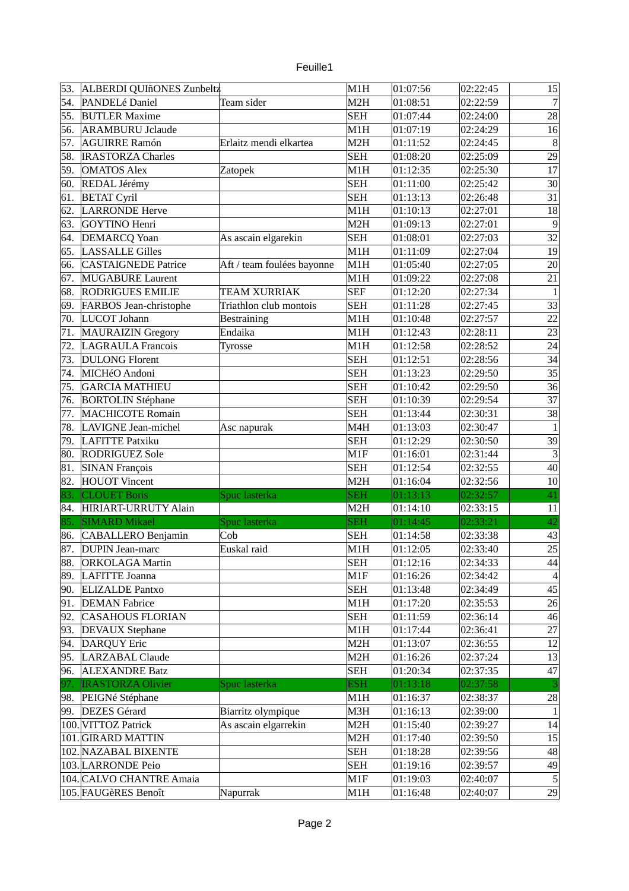| | | | | | | |
|---|---|---|---|---|---|---|
| 53. | ALBERDI QUIñONES Zunbeltz | | M1H | 01:07:56 | 02:22:45 | 15 |
| 54. | PANDELé Daniel | Team sider | M2H | 01:08:51 | 02:22:59 | 7 |
| 55. | BUTLER Maxime | | SEH | 01:07:44 | 02:24:00 | 28 |
| 56. | ARAMBURU Jclaude | | M1H | 01:07:19 | 02:24:29 | 16 |
| 57. | AGUIRRE Ramón | Erlaitz mendi elkartea | M2H | 01:11:52 | 02:24:45 | 8 |
| 58. | IRASTORZA Charles | | SEH | 01:08:20 | 02:25:09 | 29 |
| 59. | OMATOS Alex | Zatopek | M1H | 01:12:35 | 02:25:30 | 17 |
| 60. | REDAL Jérémy | | SEH | 01:11:00 | 02:25:42 | 30 |
| 61. | BETAT Cyril | | SEH | 01:13:13 | 02:26:48 | 31 |
| 62. | LARRONDE Herve | | M1H | 01:10:13 | 02:27:01 | 18 |
| 63. | GOYTINO Henri | | M2H | 01:09:13 | 02:27:01 | 9 |
| 64. | DEMARCQ Yoan | As ascain elgarekin | SEH | 01:08:01 | 02:27:03 | 32 |
| 65. | LASSALLE Gilles | | M1H | 01:11:09 | 02:27:04 | 19 |
| 66. | CASTAIGNEDE Patrice | Aft / team foulées bayonne | M1H | 01:05:40 | 02:27:05 | 20 |
| 67. | MUGABURE Laurent | | M1H | 01:09:22 | 02:27:08 | 21 |
| 68. | RODRIGUES EMILIE | TEAM XURRIAK | SEF | 01:12:20 | 02:27:34 | 1 |
| 69. | FARBOS Jean-christophe | Triathlon club montois | SEH | 01:11:28 | 02:27:45 | 33 |
| 70. | LUCOT Johann | Bestraining | M1H | 01:10:48 | 02:27:57 | 22 |
| 71. | MAURAIZIN Gregory | Endaika | M1H | 01:12:43 | 02:28:11 | 23 |
| 72. | LAGRAULA Francois | Tyrosse | M1H | 01:12:58 | 02:28:52 | 24 |
| 73. | DULONG Florent | | SEH | 01:12:51 | 02:28:56 | 34 |
| 74. | MICHéO Andoni | | SEH | 01:13:23 | 02:29:50 | 35 |
| 75. | GARCIA MATHIEU | | SEH | 01:10:42 | 02:29:50 | 36 |
| 76. | BORTOLIN Stéphane | | SEH | 01:10:39 | 02:29:54 | 37 |
| 77. | MACHICOTE Romain | | SEH | 01:13:44 | 02:30:31 | 38 |
| 78. | LAVIGNE Jean-michel | Asc napurak | M4H | 01:13:03 | 02:30:47 | 1 |
| 79. | LAFITTE Patxiku | | SEH | 01:12:29 | 02:30:50 | 39 |
| 80. | RODRIGUEZ Sole | | M1F | 01:16:01 | 02:31:44 | 3 |
| 81. | SINAN François | | SEH | 01:12:54 | 02:32:55 | 40 |
| 82. | HOUOT Vincent | | M2H | 01:16:04 | 02:32:56 | 10 |
| 83. | CLOUET Boris | Spuc lasterka | SEH | 01:13:13 | 02:32:57 | 41 |
| 84. | HIRIART-URRUTY Alain | | M2H | 01:14:10 | 02:33:15 | 11 |
| 85. | SIMARD Mikael | Spuc lasterka | SEH | 01:14:45 | 02:33:21 | 42 |
| 86. | CABALLERO Benjamin | Cob | SEH | 01:14:58 | 02:33:38 | 43 |
| 87. | DUPIN Jean-marc | Euskal raid | M1H | 01:12:05 | 02:33:40 | 25 |
| 88. | ORKOLAGA Martin | | SEH | 01:12:16 | 02:34:33 | 44 |
| 89. | LAFITTE Joanna | | M1F | 01:16:26 | 02:34:42 | 4 |
| 90. | ELIZALDE Pantxo | | SEH | 01:13:48 | 02:34:49 | 45 |
| 91. | DEMAN Fabrice | | M1H | 01:17:20 | 02:35:53 | 26 |
| 92. | CASAHOUS FLORIAN | | SEH | 01:11:59 | 02:36:14 | 46 |
| 93. | DEVAUX Stephane | | M1H | 01:17:44 | 02:36:41 | 27 |
| 94. | DARQUY Eric | | M2H | 01:13:07 | 02:36:55 | 12 |
| 95. | LARZABAL Claude | | M2H | 01:16:26 | 02:37:24 | 13 |
| 96. | ALEXANDRE Batz | | SEH | 01:20:34 | 02:37:35 | 47 |
| 97. | IRASTORZA Olivier | Spuc lasterka | ESH | 01:13:18 | 02:37:58 | 3 |
| 98. | PEIGNé Stéphane | | M1H | 01:16:37 | 02:38:37 | 28 |
| 99. | DEZES Gérard | Biarritz olympique | M3H | 01:16:13 | 02:39:00 | 1 |
| 100. | VITTOZ Patrick | As ascain elgarrekin | M2H | 01:15:40 | 02:39:27 | 14 |
| 101. | GIRARD MATTIN | | M2H | 01:17:40 | 02:39:50 | 15 |
| 102. | NAZABAL BIXENTE | | SEH | 01:18:28 | 02:39:56 | 48 |
| 103. | LARRONDE Peio | | SEH | 01:19:16 | 02:39:57 | 49 |
| 104. | CALVO CHANTRE Amaia | | M1F | 01:19:03 | 02:40:07 | 5 |
| 105. | FAUGèRES Benoît | Napurrak | M1H | 01:16:48 | 02:40:07 | 29 |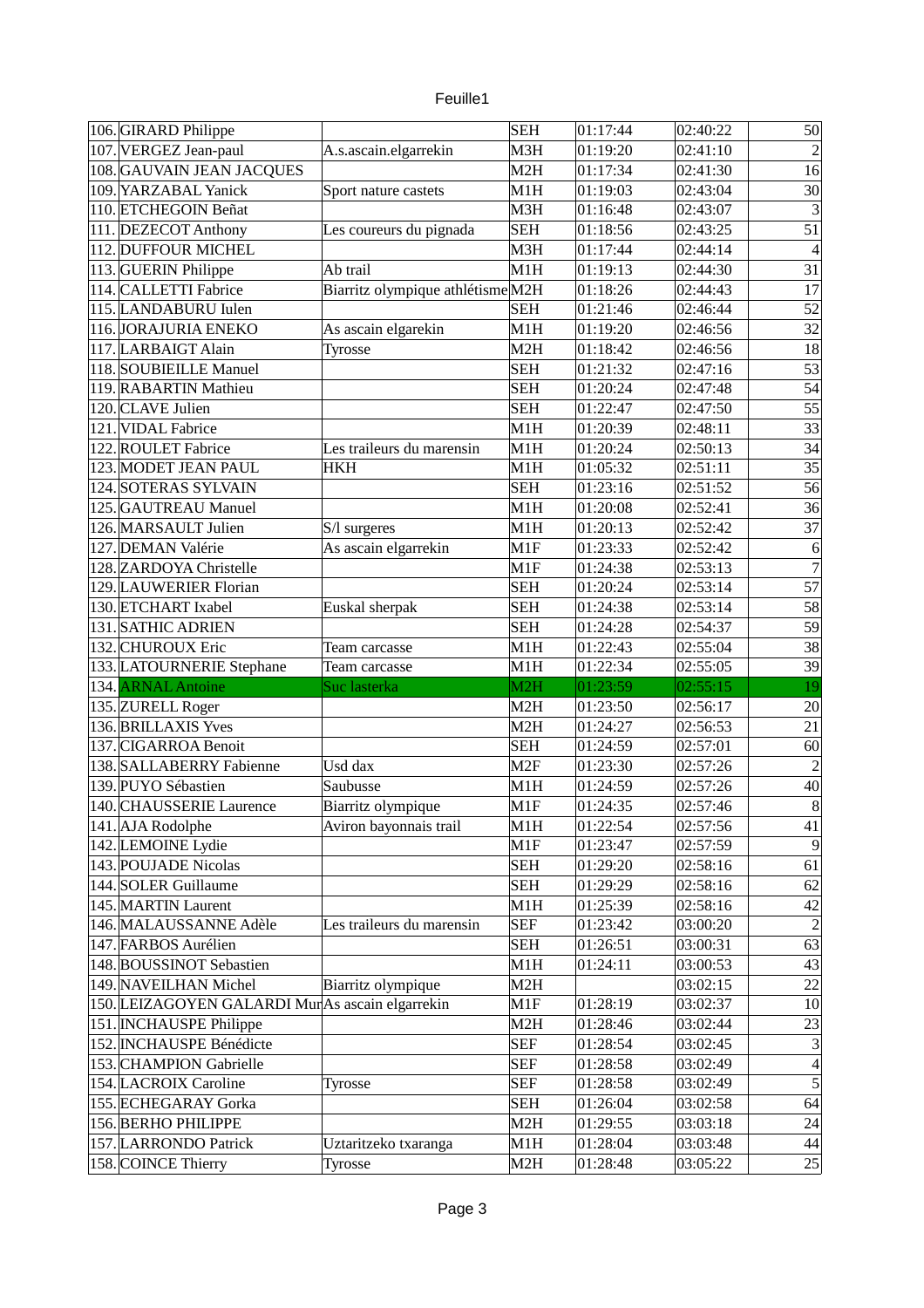| | | | | | | |
|---|---|---|---|---|---|---|
| 106. | GIRARD Philippe | | SEH | 01:17:44 | 02:40:22 | 50 |
| 107. | VERGEZ Jean-paul | A.s.ascain.elgarrekin | M3H | 01:19:20 | 02:41:10 | 2 |
| 108. | GAUVAIN JEAN JACQUES | | M2H | 01:17:34 | 02:41:30 | 16 |
| 109. | YARZABAL Yanick | Sport nature castets | M1H | 01:19:03 | 02:43:04 | 30 |
| 110. | ETCHEGOIN Beñat | | M3H | 01:16:48 | 02:43:07 | 3 |
| 111. | DEZECOT Anthony | Les coureurs du pignada | SEH | 01:18:56 | 02:43:25 | 51 |
| 112. | DUFFOUR MICHEL | | M3H | 01:17:44 | 02:44:14 | 4 |
| 113. | GUERIN Philippe | Ab trail | M1H | 01:19:13 | 02:44:30 | 31 |
| 114. | CALLETTI Fabrice | Biarritz olympique athlétisme | M2H | 01:18:26 | 02:44:43 | 17 |
| 115. | LANDABURU Iulen | | SEH | 01:21:46 | 02:46:44 | 52 |
| 116. | JORAJURIA ENEKO | As ascain elgarekin | M1H | 01:19:20 | 02:46:56 | 32 |
| 117. | LARBAIGT Alain | Tyrosse | M2H | 01:18:42 | 02:46:56 | 18 |
| 118. | SOUBIEILLE Manuel | | SEH | 01:21:32 | 02:47:16 | 53 |
| 119. | RABARTIN Mathieu | | SEH | 01:20:24 | 02:47:48 | 54 |
| 120. | CLAVE Julien | | SEH | 01:22:47 | 02:47:50 | 55 |
| 121. | VIDAL Fabrice | | M1H | 01:20:39 | 02:48:11 | 33 |
| 122. | ROULET Fabrice | Les traileurs du marensin | M1H | 01:20:24 | 02:50:13 | 34 |
| 123. | MODET JEAN PAUL | HKH | M1H | 01:05:32 | 02:51:11 | 35 |
| 124. | SOTERAS SYLVAIN | | SEH | 01:23:16 | 02:51:52 | 56 |
| 125. | GAUTREAU Manuel | | M1H | 01:20:08 | 02:52:41 | 36 |
| 126. | MARSAULT Julien | S/l surgeres | M1H | 01:20:13 | 02:52:42 | 37 |
| 127. | DEMAN Valérie | As ascain elgarrekin | M1F | 01:23:33 | 02:52:42 | 6 |
| 128. | ZARDOYA Christelle | | M1F | 01:24:38 | 02:53:13 | 7 |
| 129. | LAUWERIER Florian | | SEH | 01:20:24 | 02:53:14 | 57 |
| 130. | ETCHART Ixabel | Euskal sherpak | SEH | 01:24:38 | 02:53:14 | 58 |
| 131. | SATHIC ADRIEN | | SEH | 01:24:28 | 02:54:37 | 59 |
| 132. | CHUROUX Eric | Team carcasse | M1H | 01:22:43 | 02:55:04 | 38 |
| 133. | LATOURNERIE Stephane | Team carcasse | M1H | 01:22:34 | 02:55:05 | 39 |
| 134. | ARNAL Antoine | Suc lasterka | M2H | 01:23:59 | 02:55:15 | 19 |
| 135. | ZURELL Roger | | M2H | 01:23:50 | 02:56:17 | 20 |
| 136. | BRILLAXIS Yves | | M2H | 01:24:27 | 02:56:53 | 21 |
| 137. | CIGARROA Benoit | | SEH | 01:24:59 | 02:57:01 | 60 |
| 138. | SALLABERRY Fabienne | Usd dax | M2F | 01:23:30 | 02:57:26 | 2 |
| 139. | PUYO Sébastien | Saubusse | M1H | 01:24:59 | 02:57:26 | 40 |
| 140. | CHAUSSERIE Laurence | Biarritz olympique | M1F | 01:24:35 | 02:57:46 | 8 |
| 141. | AJA Rodolphe | Aviron bayonnais trail | M1H | 01:22:54 | 02:57:56 | 41 |
| 142. | LEMOINE Lydie | | M1F | 01:23:47 | 02:57:59 | 9 |
| 143. | POUJADE Nicolas | | SEH | 01:29:20 | 02:58:16 | 61 |
| 144. | SOLER Guillaume | | SEH | 01:29:29 | 02:58:16 | 62 |
| 145. | MARTIN Laurent | | M1H | 01:25:39 | 02:58:16 | 42 |
| 146. | MALAUSSANNE Adèle | Les traileurs du marensin | SEF | 01:23:42 | 03:00:20 | 2 |
| 147. | FARBOS Aurélien | | SEH | 01:26:51 | 03:00:31 | 63 |
| 148. | BOUSSINOT Sebastien | | M1H | 01:24:11 | 03:00:53 | 43 |
| 149. | NAVEILHAN Michel | Biarritz olympique | M2H | | 03:02:15 | 22 |
| 150. | LEIZAGOYEN GALARDI Mur | As ascain elgarrekin | M1F | 01:28:19 | 03:02:37 | 10 |
| 151. | INCHAUSPE Philippe | | M2H | 01:28:46 | 03:02:44 | 23 |
| 152. | INCHAUSPE Bénédicte | | SEF | 01:28:54 | 03:02:45 | 3 |
| 153. | CHAMPION Gabrielle | | SEF | 01:28:58 | 03:02:49 | 4 |
| 154. | LACROIX Caroline | Tyrosse | SEF | 01:28:58 | 03:02:49 | 5 |
| 155. | ECHEGARAY Gorka | | SEH | 01:26:04 | 03:02:58 | 64 |
| 156. | BERHO PHILIPPE | | M2H | 01:29:55 | 03:03:18 | 24 |
| 157. | LARRONDO Patrick | Uztaritzeko txaranga | M1H | 01:28:04 | 03:03:48 | 44 |
| 158. | COINCE Thierry | Tyrosse | M2H | 01:28:48 | 03:05:22 | 25 |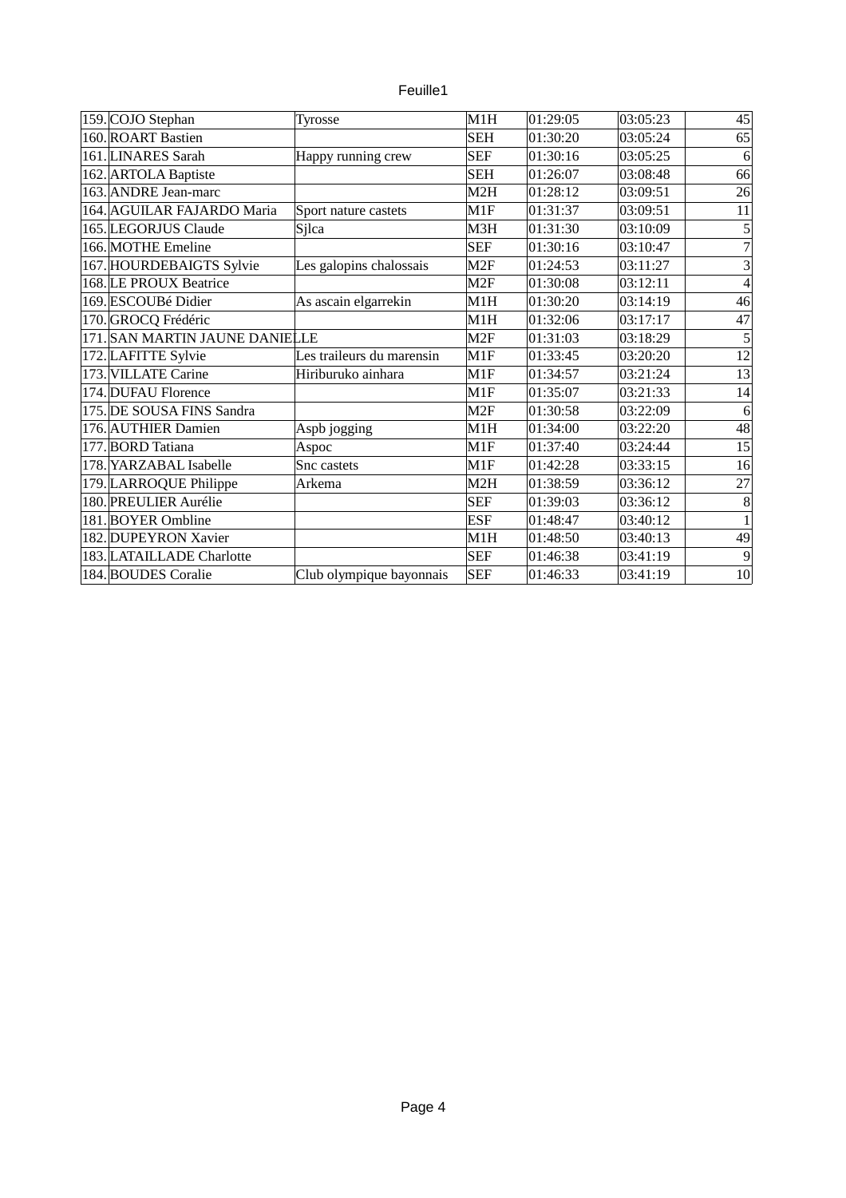| | | | | | | |
|---|---|---|---|---|---|---|
| 159. | COJO Stephan | Tyrosse | M1H | 01:29:05 | 03:05:23 | 45 |
| 160. | ROART Bastien | | SEH | 01:30:20 | 03:05:24 | 65 |
| 161. | LINARES Sarah | Happy running crew | SEF | 01:30:16 | 03:05:25 | 6 |
| 162. | ARTOLA Baptiste | | SEH | 01:26:07 | 03:08:48 | 66 |
| 163. | ANDRE Jean-marc | | M2H | 01:28:12 | 03:09:51 | 26 |
| 164. | AGUILAR FAJARDO Maria | Sport nature castets | M1F | 01:31:37 | 03:09:51 | 11 |
| 165. | LEGORJUS Claude | Sjlca | M3H | 01:31:30 | 03:10:09 | 5 |
| 166. | MOTHE Emeline | | SEF | 01:30:16 | 03:10:47 | 7 |
| 167. | HOURDEBAIGTS Sylvie | Les galopins chalossais | M2F | 01:24:53 | 03:11:27 | 3 |
| 168. | LE PROUX Beatrice | | M2F | 01:30:08 | 03:12:11 | 4 |
| 169. | ESCOUBé Didier | As ascain elgarrekin | M1H | 01:30:20 | 03:14:19 | 46 |
| 170. | GROCQ Frédéric | | M1H | 01:32:06 | 03:17:17 | 47 |
| 171. | SAN MARTIN JAUNE DANIELLE | | M2F | 01:31:03 | 03:18:29 | 5 |
| 172. | LAFITTE Sylvie | Les traileurs du marensin | M1F | 01:33:45 | 03:20:20 | 12 |
| 173. | VILLATE Carine | Hiriburuko ainhara | M1F | 01:34:57 | 03:21:24 | 13 |
| 174. | DUFAU Florence | | M1F | 01:35:07 | 03:21:33 | 14 |
| 175. | DE SOUSA FINS Sandra | | M2F | 01:30:58 | 03:22:09 | 6 |
| 176. | AUTHIER Damien | Aspb jogging | M1H | 01:34:00 | 03:22:20 | 48 |
| 177. | BORD Tatiana | Aspoc | M1F | 01:37:40 | 03:24:44 | 15 |
| 178. | YARZABAL Isabelle | Snc castets | M1F | 01:42:28 | 03:33:15 | 16 |
| 179. | LARROQUE Philippe | Arkema | M2H | 01:38:59 | 03:36:12 | 27 |
| 180. | PREULIER Aurélie | | SEF | 01:39:03 | 03:36:12 | 8 |
| 181. | BOYER Ombline | | ESF | 01:48:47 | 03:40:12 | 1 |
| 182. | DUPEYRON Xavier | | M1H | 01:48:50 | 03:40:13 | 49 |
| 183. | LATAILLADE Charlotte | | SEF | 01:46:38 | 03:41:19 | 9 |
| 184. | BOUDES Coralie | Club olympique bayonnais | SEF | 01:46:33 | 03:41:19 | 10 |